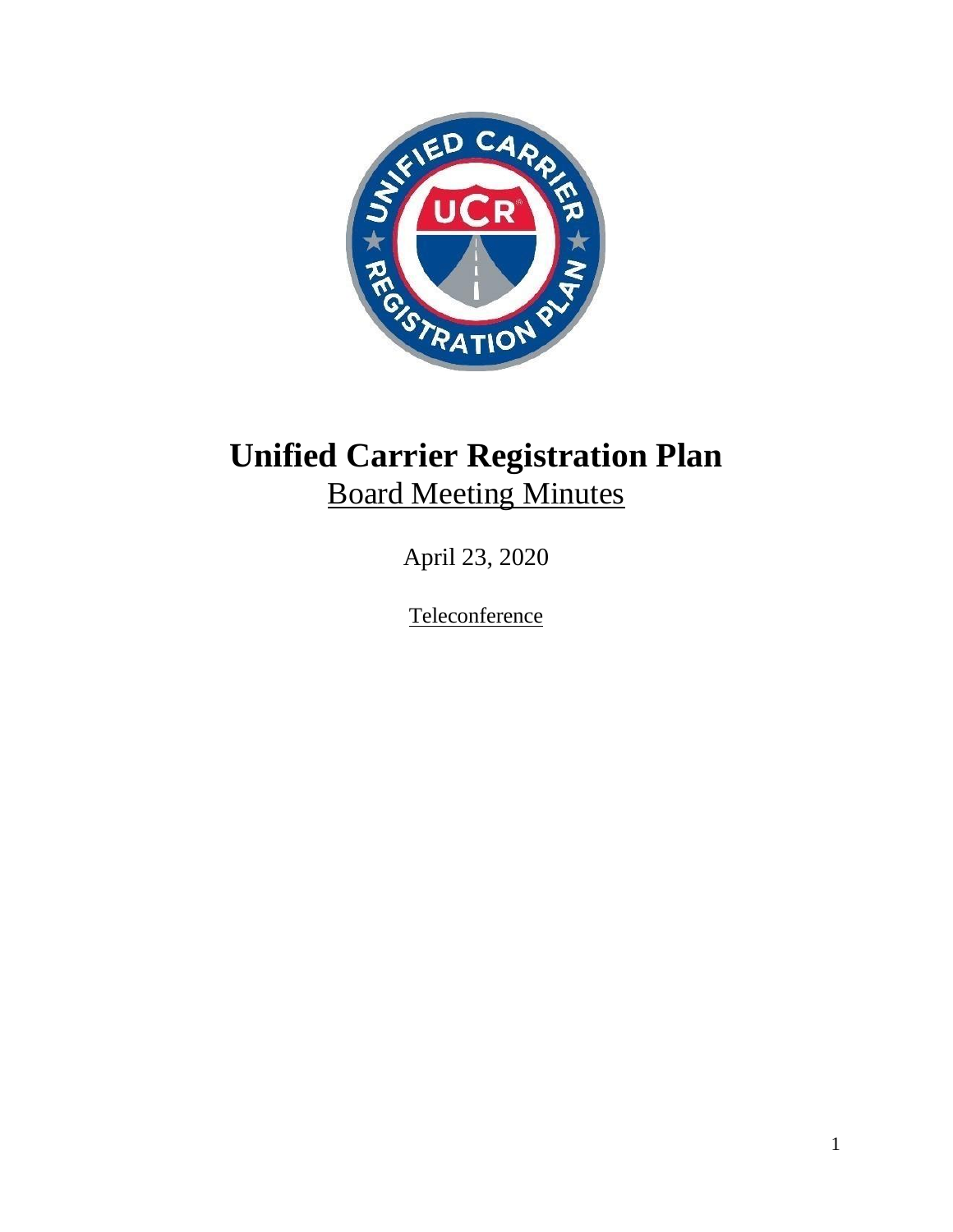# Unified Carrier Registration Plan

## Board Meeting Minutes

April 23, 2020

Teleconference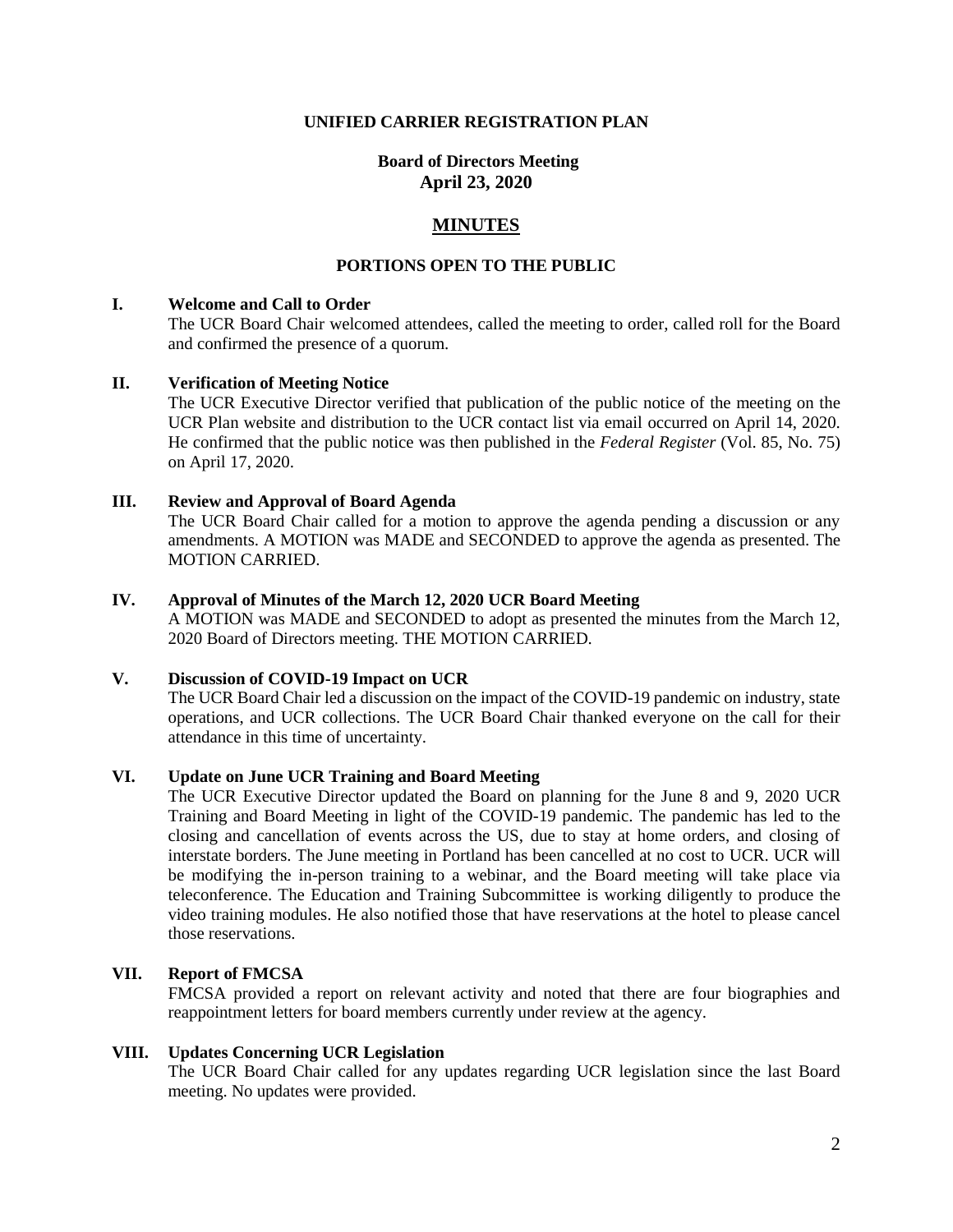**UNIFIED CARRIER REGISTRATION PLAN**

**Board of Directors Meeting**
**April 23, 2020**

# MINUTES

**PORTIONS OPEN TO THE PUBLIC**

## I. Welcome and Call to Order

The UCR Board Chair welcomed attendees, called the meeting to order, called roll for the Board and confirmed the presence of a quorum.

## II. Verification of Meeting Notice

The UCR Executive Director verified that publication of the public notice of the meeting on the UCR Plan website and distribution to the UCR contact list via email occurred on April 14, 2020. He confirmed that the public notice was then published in the *Federal Register* (Vol. 85, No. 75) on April 17, 2020.

## III. Review and Approval of Board Agenda

The UCR Board Chair called for a motion to approve the agenda pending a discussion or any amendments. A MOTION was MADE and SECONDED to approve the agenda as presented. The MOTION CARRIED.

## IV. Approval of Minutes of the March 12, 2020 UCR Board Meeting

A MOTION was MADE and SECONDED to adopt as presented the minutes from the March 12, 2020 Board of Directors meeting. THE MOTION CARRIED.

## V. Discussion of COVID-19 Impact on UCR

The UCR Board Chair led a discussion on the impact of the COVID-19 pandemic on industry, state operations, and UCR collections. The UCR Board Chair thanked everyone on the call for their attendance in this time of uncertainty.

## VI. Update on June UCR Training and Board Meeting

The UCR Executive Director updated the Board on planning for the June 8 and 9, 2020 UCR Training and Board Meeting in light of the COVID-19 pandemic. The pandemic has led to the closing and cancellation of events across the US, due to stay at home orders, and closing of interstate borders. The June meeting in Portland has been cancelled at no cost to UCR. UCR will be modifying the in-person training to a webinar, and the Board meeting will take place via teleconference. The Education and Training Subcommittee is working diligently to produce the video training modules. He also notified those that have reservations at the hotel to please cancel those reservations.

## VII. Report of FMCSA

FMCSA provided a report on relevant activity and noted that there are four biographies and reappointment letters for board members currently under review at the agency.

## VIII. Updates Concerning UCR Legislation

The UCR Board Chair called for any updates regarding UCR legislation since the last Board meeting. No updates were provided.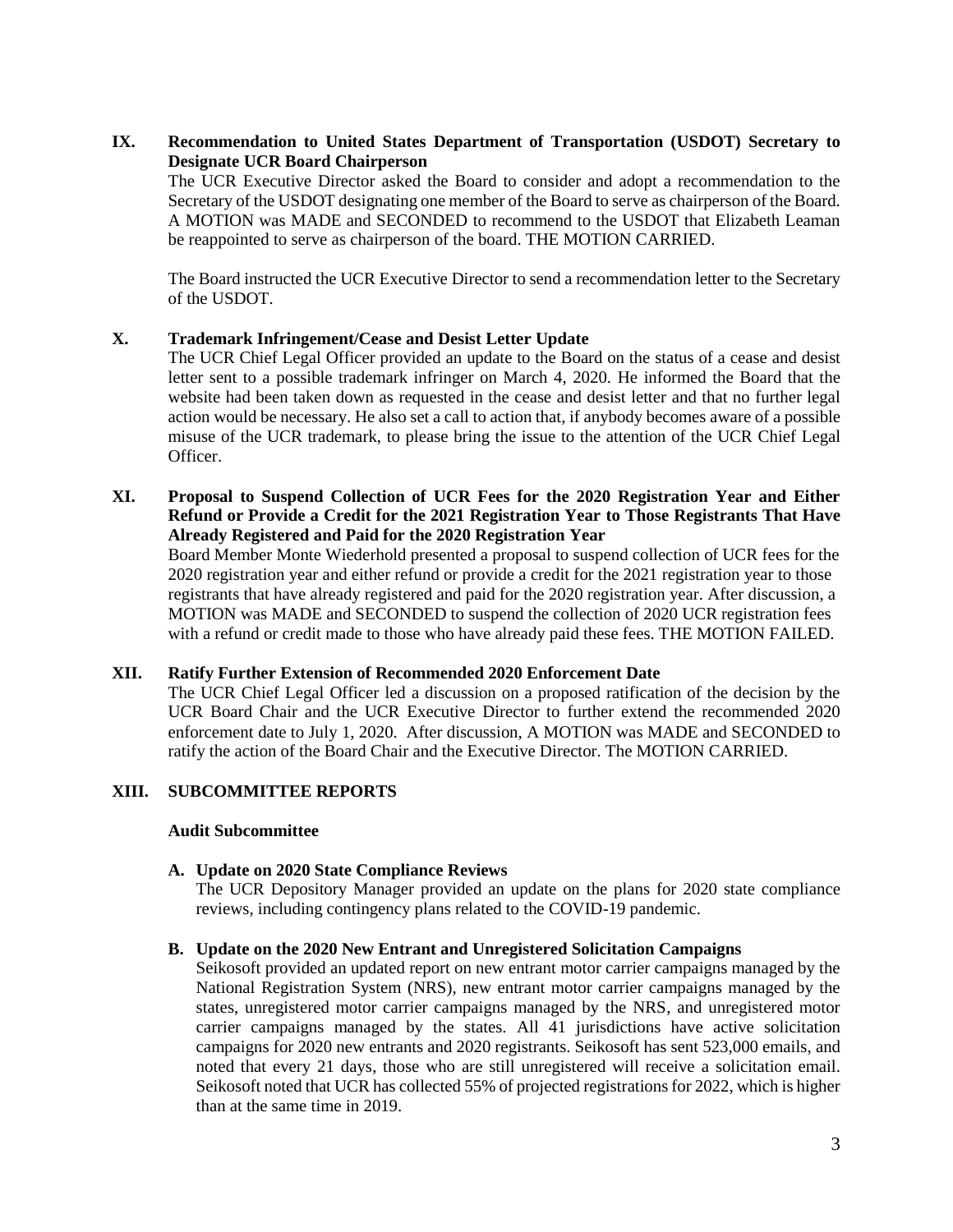## IX. Recommendation to United States Department of Transportation (USDOT) Secretary to Designate UCR Board Chairperson

The UCR Executive Director asked the Board to consider and adopt a recommendation to the Secretary of the USDOT designating one member of the Board to serve as chairperson of the Board. A MOTION was MADE and SECONDED to recommend to the USDOT that Elizabeth Leaman be reappointed to serve as chairperson of the board. THE MOTION CARRIED.

The Board instructed the UCR Executive Director to send a recommendation letter to the Secretary of the USDOT.

## X. Trademark Infringement/Cease and Desist Letter Update

The UCR Chief Legal Officer provided an update to the Board on the status of a cease and desist letter sent to a possible trademark infringer on March 4, 2020. He informed the Board that the website had been taken down as requested in the cease and desist letter and that no further legal action would be necessary. He also set a call to action that, if anybody becomes aware of a possible misuse of the UCR trademark, to please bring the issue to the attention of the UCR Chief Legal Officer.

## XI. Proposal to Suspend Collection of UCR Fees for the 2020 Registration Year and Either Refund or Provide a Credit for the 2021 Registration Year to Those Registrants That Have Already Registered and Paid for the 2020 Registration Year

Board Member Monte Wiederhold presented a proposal to suspend collection of UCR fees for the 2020 registration year and either refund or provide a credit for the 2021 registration year to those registrants that have already registered and paid for the 2020 registration year. After discussion, a MOTION was MADE and SECONDED to suspend the collection of 2020 UCR registration fees with a refund or credit made to those who have already paid these fees. THE MOTION FAILED.

## XII. Ratify Further Extension of Recommended 2020 Enforcement Date

The UCR Chief Legal Officer led a discussion on a proposed ratification of the decision by the UCR Board Chair and the UCR Executive Director to further extend the recommended 2020 enforcement date to July 1, 2020. After discussion, A MOTION was MADE and SECONDED to ratify the action of the Board Chair and the Executive Director. The MOTION CARRIED.

## XIII. SUBCOMMITTEE REPORTS

### Audit Subcommittee

**A. Update on 2020 State Compliance Reviews**

The UCR Depository Manager provided an update on the plans for 2020 state compliance reviews, including contingency plans related to the COVID-19 pandemic.

**B. Update on the 2020 New Entrant and Unregistered Solicitation Campaigns**

Seikosoft provided an updated report on new entrant motor carrier campaigns managed by the National Registration System (NRS), new entrant motor carrier campaigns managed by the states, unregistered motor carrier campaigns managed by the NRS, and unregistered motor carrier campaigns managed by the states. All 41 jurisdictions have active solicitation campaigns for 2020 new entrants and 2020 registrants. Seikosoft has sent 523,000 emails, and noted that every 21 days, those who are still unregistered will receive a solicitation email. Seikosoft noted that UCR has collected 55% of projected registrations for 2022, which is higher than at the same time in 2019.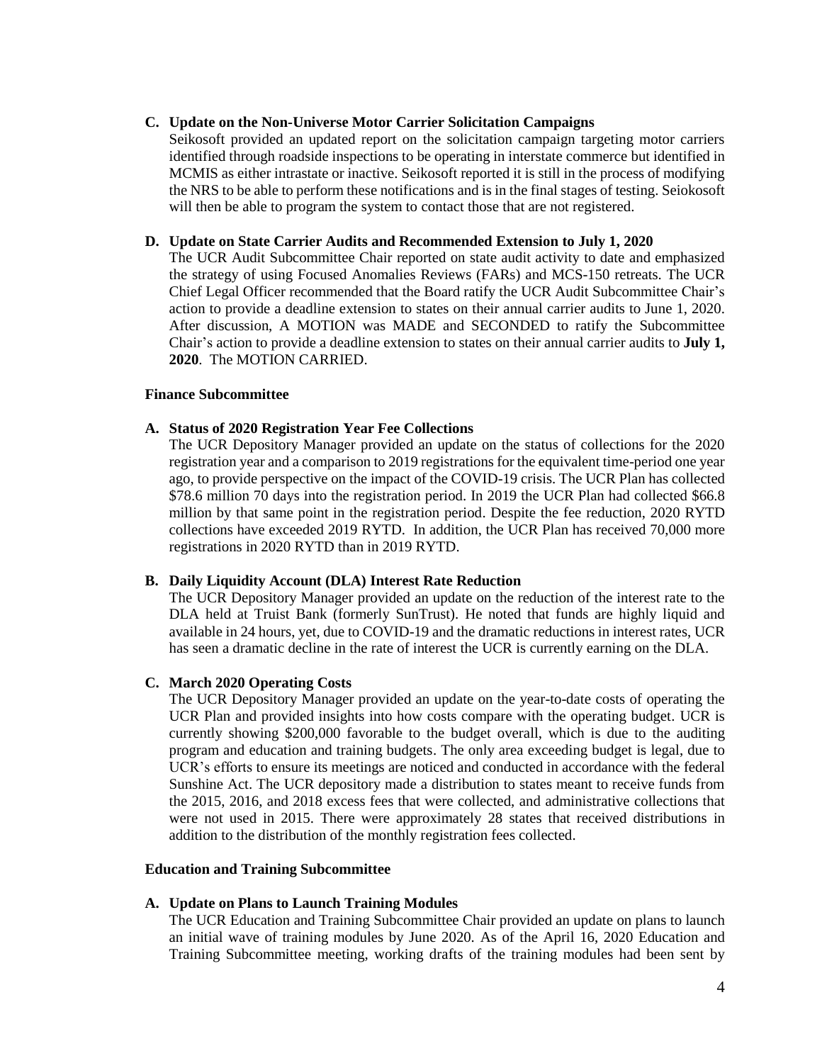**C. Update on the Non-Universe Motor Carrier Solicitation Campaigns**

Seikosoft provided an updated report on the solicitation campaign targeting motor carriers identified through roadside inspections to be operating in interstate commerce but identified in MCMIS as either intrastate or inactive. Seikosoft reported it is still in the process of modifying the NRS to be able to perform these notifications and is in the final stages of testing. Seiokosoft will then be able to program the system to contact those that are not registered.

**D. Update on State Carrier Audits and Recommended Extension to July 1, 2020**

The UCR Audit Subcommittee Chair reported on state audit activity to date and emphasized the strategy of using Focused Anomalies Reviews (FARs) and MCS-150 retreats. The UCR Chief Legal Officer recommended that the Board ratify the UCR Audit Subcommittee Chair's action to provide a deadline extension to states on their annual carrier audits to June 1, 2020. After discussion, A MOTION was MADE and SECONDED to ratify the Subcommittee Chair's action to provide a deadline extension to states on their annual carrier audits to **July 1, 2020**. The MOTION CARRIED.

**Finance Subcommittee**

**A. Status of 2020 Registration Year Fee Collections**

The UCR Depository Manager provided an update on the status of collections for the 2020 registration year and a comparison to 2019 registrations for the equivalent time-period one year ago, to provide perspective on the impact of the COVID-19 crisis. The UCR Plan has collected \$78.6 million 70 days into the registration period. In 2019 the UCR Plan had collected \$66.8 million by that same point in the registration period. Despite the fee reduction, 2020 RYTD collections have exceeded 2019 RYTD. In addition, the UCR Plan has received 70,000 more registrations in 2020 RYTD than in 2019 RYTD.

**B. Daily Liquidity Account (DLA) Interest Rate Reduction**

The UCR Depository Manager provided an update on the reduction of the interest rate to the DLA held at Truist Bank (formerly SunTrust). He noted that funds are highly liquid and available in 24 hours, yet, due to COVID-19 and the dramatic reductions in interest rates, UCR has seen a dramatic decline in the rate of interest the UCR is currently earning on the DLA.

**C. March 2020 Operating Costs**

The UCR Depository Manager provided an update on the year-to-date costs of operating the UCR Plan and provided insights into how costs compare with the operating budget. UCR is currently showing \$200,000 favorable to the budget overall, which is due to the auditing program and education and training budgets. The only area exceeding budget is legal, due to UCR's efforts to ensure its meetings are noticed and conducted in accordance with the federal Sunshine Act. The UCR depository made a distribution to states meant to receive funds from the 2015, 2016, and 2018 excess fees that were collected, and administrative collections that were not used in 2015. There were approximately 28 states that received distributions in addition to the distribution of the monthly registration fees collected.

**Education and Training Subcommittee**

**A. Update on Plans to Launch Training Modules**

The UCR Education and Training Subcommittee Chair provided an update on plans to launch an initial wave of training modules by June 2020. As of the April 16, 2020 Education and Training Subcommittee meeting, working drafts of the training modules had been sent by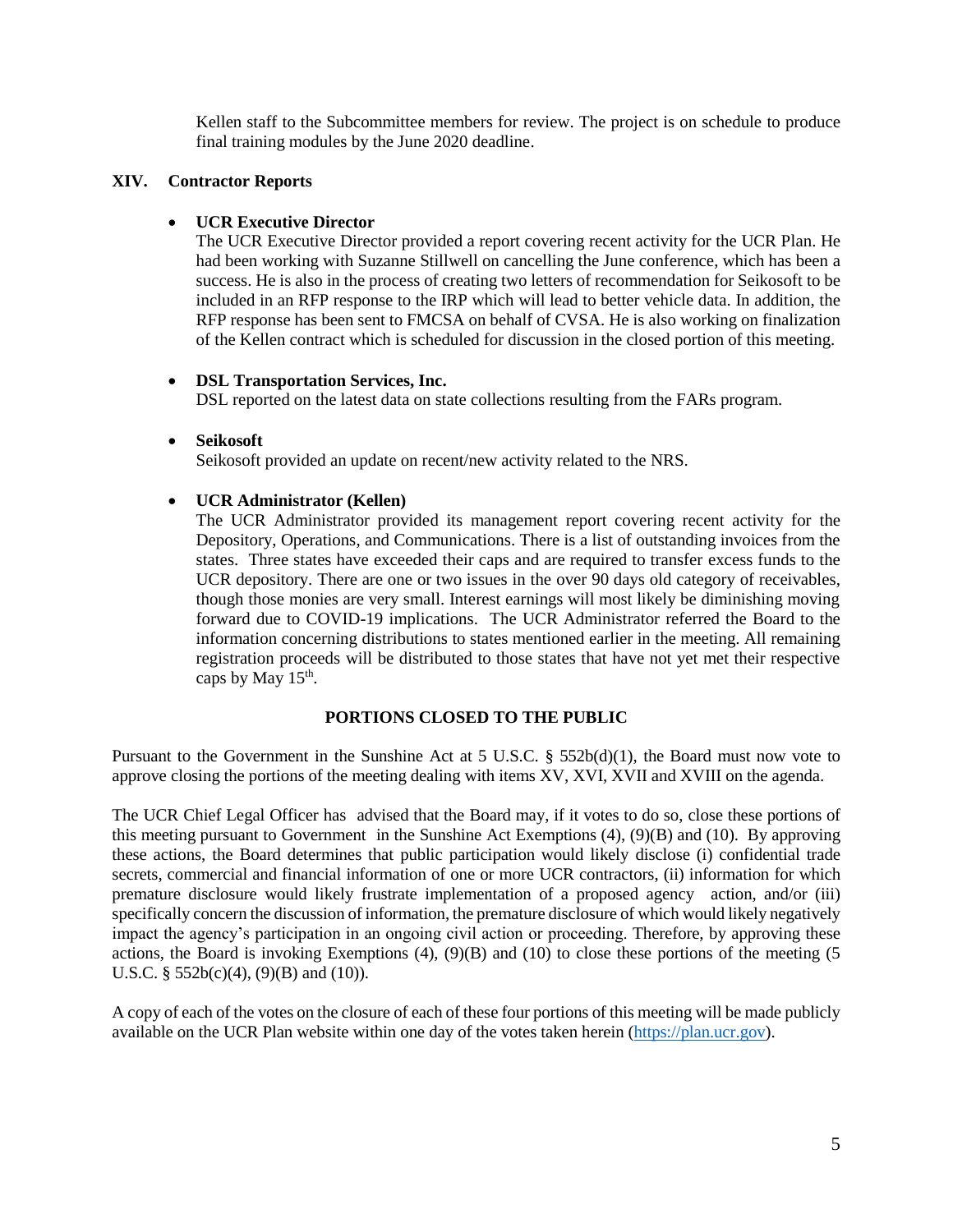Kellen staff to the Subcommittee members for review. The project is on schedule to produce final training modules by the June 2020 deadline.

## XIV. Contractor Reports

- **UCR Executive Director**
  The UCR Executive Director provided a report covering recent activity for the UCR Plan. He had been working with Suzanne Stillwell on cancelling the June conference, which has been a success. He is also in the process of creating two letters of recommendation for Seikosoft to be included in an RFP response to the IRP which will lead to better vehicle data. In addition, the RFP response has been sent to FMCSA on behalf of CVSA. He is also working on finalization of the Kellen contract which is scheduled for discussion in the closed portion of this meeting.

- **DSL Transportation Services, Inc.**
  DSL reported on the latest data on state collections resulting from the FARs program.

- **Seikosoft**
  Seikosoft provided an update on recent/new activity related to the NRS.

- **UCR Administrator (Kellen)**
  The UCR Administrator provided its management report covering recent activity for the Depository, Operations, and Communications. There is a list of outstanding invoices from the states. Three states have exceeded their caps and are required to transfer excess funds to the UCR depository. There are one or two issues in the over 90 days old category of receivables, though those monies are very small. Interest earnings will most likely be diminishing moving forward due to COVID-19 implications. The UCR Administrator referred the Board to the information concerning distributions to states mentioned earlier in the meeting. All remaining registration proceeds will be distributed to those states that have not yet met their respective caps by May 15th.

**PORTIONS CLOSED TO THE PUBLIC**

Pursuant to the Government in the Sunshine Act at 5 U.S.C. § 552b(d)(1), the Board must now vote to approve closing the portions of the meeting dealing with items XV, XVI, XVII and XVIII on the agenda.

The UCR Chief Legal Officer has advised that the Board may, if it votes to do so, close these portions of this meeting pursuant to Government in the Sunshine Act Exemptions (4), (9)(B) and (10). By approving these actions, the Board determines that public participation would likely disclose (i) confidential trade secrets, commercial and financial information of one or more UCR contractors, (ii) information for which premature disclosure would likely frustrate implementation of a proposed agency action, and/or (iii) specifically concern the discussion of information, the premature disclosure of which would likely negatively impact the agency's participation in an ongoing civil action or proceeding. Therefore, by approving these actions, the Board is invoking Exemptions (4), (9)(B) and (10) to close these portions of the meeting (5 U.S.C. § 552b(c)(4), (9)(B) and (10)).

A copy of each of the votes on the closure of each of these four portions of this meeting will be made publicly available on the UCR Plan website within one day of the votes taken herein (https://plan.ucr.gov).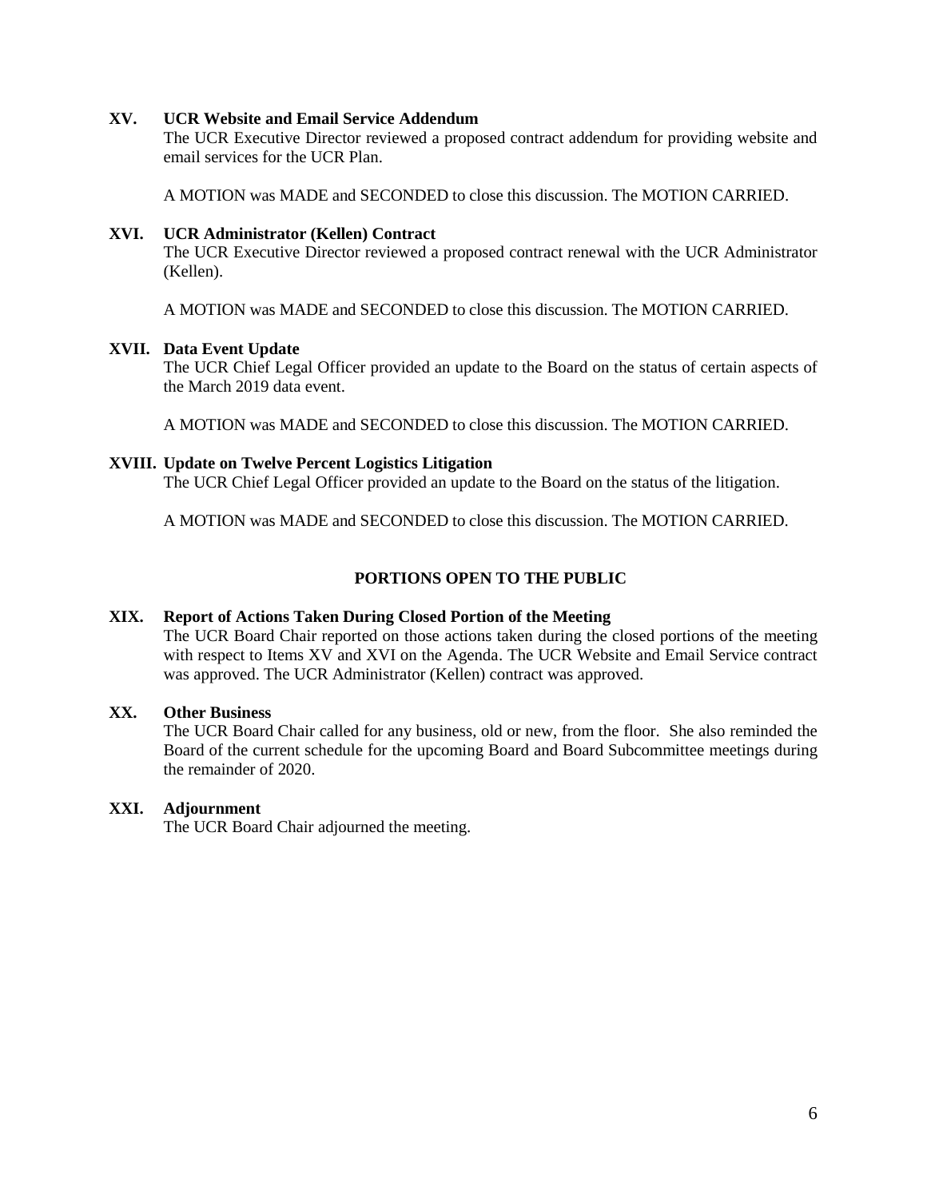### XV. UCR Website and Email Service Addendum

The UCR Executive Director reviewed a proposed contract addendum for providing website and email services for the UCR Plan.

A MOTION was MADE and SECONDED to close this discussion. The MOTION CARRIED.

### XVI. UCR Administrator (Kellen) Contract

The UCR Executive Director reviewed a proposed contract renewal with the UCR Administrator (Kellen).

A MOTION was MADE and SECONDED to close this discussion. The MOTION CARRIED.

### XVII. Data Event Update

The UCR Chief Legal Officer provided an update to the Board on the status of certain aspects of the March 2019 data event.

A MOTION was MADE and SECONDED to close this discussion. The MOTION CARRIED.

### XVIII. Update on Twelve Percent Logistics Litigation

The UCR Chief Legal Officer provided an update to the Board on the status of the litigation.

A MOTION was MADE and SECONDED to close this discussion. The MOTION CARRIED.

## PORTIONS OPEN TO THE PUBLIC

### XIX. Report of Actions Taken During Closed Portion of the Meeting

The UCR Board Chair reported on those actions taken during the closed portions of the meeting with respect to Items XV and XVI on the Agenda. The UCR Website and Email Service contract was approved. The UCR Administrator (Kellen) contract was approved.

### XX. Other Business

The UCR Board Chair called for any business, old or new, from the floor. She also reminded the Board of the current schedule for the upcoming Board and Board Subcommittee meetings during the remainder of 2020.

### XXI. Adjournment

The UCR Board Chair adjourned the meeting.